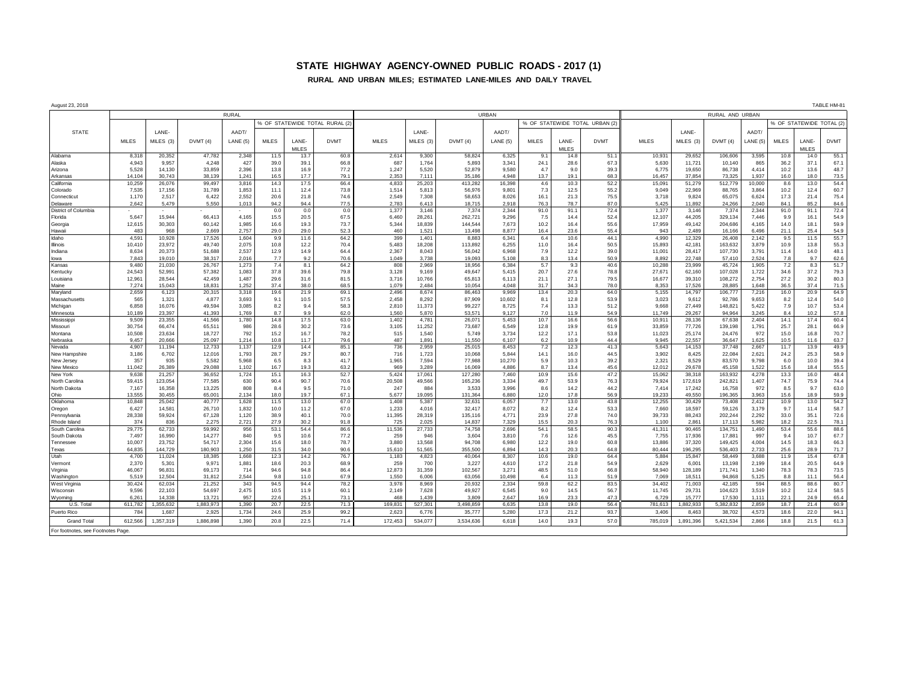# STATE HIGHWAY AGENCY-OWNED PUBLIC ROADS - 2017 (1)

## RURAL AND URBAN MILES; ESTIMATED LANE-MILES AND DAILY TRAVEL

August 23, 2018

TABLE HM-81

| STATE | RURAL | | | | | | | URBAN | | | | | | | RURAL AND URBAN | | | | | | |
|---|---|---|---|---|---|---|---|---|---|---|---|---|---|---|---|---|---|---|---|---|---|
| | | | | | % OF STATEWIDE TOTAL RURAL (2) | | | | | | | % OF STATEWIDE TOTAL URBAN (2) | | | | | | | % OF STATEWIDE TOTAL (2) | | |
| | MILES | LANE-MILES (3) | DVMT (4) | AADT/LANE (5) | MILES | LANE-MILES | DVMT | MILES | LANE-MILES (3) | DVMT (4) | AADT/LANE (5) | MILES | LANE-MILES | DVMT | MILES | LANE-MILES (3) | DVMT (4) | AADT/LANE (5) | MILES | LANE-MILES | DVMT |
| Alabama | 8,318 | 20,352 | 47,782 | 2,348 | 11.5 | 13.7 | 60.8 | 2,614 | 9,300 | 58,824 | 6,325 | 9.1 | 14.8 | 51.1 | 10,931 | 29,652 | 106,606 | 3,595 | 10.8 | 14.0 | 55.1 |
| Alaska | 4,943 | 9,957 | 4,248 | 427 | 39.0 | 39.1 | 66.8 | 687 | 1,764 | 5,893 | 3,341 | 24.1 | 28.6 | 67.3 | 5,630 | 11,721 | 10,140 | 865 | 36.2 | 37.1 | 67.1 |
| Arizona | 5,528 | 14,130 | 33,859 | 2,396 | 13.8 | 16.9 | 77.2 | 1,247 | 5,520 | 52,879 | 9,580 | 4.7 | 9.0 | 39.3 | 6,775 | 19,650 | 86,738 | 4,414 | 10.2 | 13.6 | 48.7 |
| Arkansas | 14,104 | 30,743 | 38,139 | 1,241 | 16.5 | 17.7 | 79.1 | 2,353 | 7,111 | 35,186 | 4,948 | 13.7 | 19.1 | 68.3 | 16,457 | 37,854 | 73,325 | 1,937 | 16.0 | 18.0 | 73.5 |
| California | 10,259 | 26,076 | 99,497 | 3,816 | 14.3 | 17.5 | 66.4 | 4,833 | 25,203 | 413,282 | 16,398 | 4.6 | 10.3 | 52.2 | 15,091 | 51,279 | 512,779 | 10,000 | 8.6 | 13.0 | 54.4 |
| Colorado | 7,535 | 17,156 | 31,789 | 1,853 | 11.1 | 12.4 | 73.8 | 1,514 | 5,813 | 56,976 | 9,801 | 7.3 | 12.5 | 55.2 | 9,049 | 22,969 | 88,765 | 3,864 | 10.2 | 12.4 | 60.7 |
| Connecticut | 1,170 | 2,517 | 6,422 | 2,552 | 20.6 | 21.8 | 74.6 | 2,549 | 7,308 | 58,653 | 8,026 | 16.1 | 21.3 | 75.5 | 3,718 | 9,824 | 65,075 | 6,624 | 17.3 | 21.4 | 75.4 |
| Delaware | 2,642 | 5,479 | 5,550 | 1,013 | 94.2 | 94.4 | 77.5 | 2,783 | 6,413 | 18,715 | 2,918 | 76.3 | 78.7 | 87.0 | 5,425 | 11,892 | 24,266 | 2,040 | 84.1 | 85.2 | 84.6 |
| District of Columbia | - | - | - | - | 0.0 | 0.0 | 0.0 | 1,377 | 3,146 | 7,374 | 2,344 | 91.0 | 91.1 | 72.4 | 1,377 | 3,146 | 7,374 | 2,344 | 91.0 | 91.1 | 72.4 |
| Florida | 5,647 | 15,944 | 66,413 | 4,165 | 15.5 | 20.5 | 67.5 | 6,460 | 28,261 | 262,721 | 9,296 | 7.5 | 14.4 | 52.4 | 12,107 | 44,205 | 329,134 | 7,446 | 9.9 | 16.1 | 54.9 |
| Georgia | 12,615 | 30,303 | 60,142 | 1,985 | 16.6 | 19.3 | 73.7 | 5,344 | 18,839 | 144,544 | 7,673 | 10.2 | 16.4 | 55.6 | 17,959 | 49,142 | 204,686 | 4,165 | 14.0 | 18.1 | 59.9 |
| Hawaii | 483 | 968 | 2,669 | 2,757 | 29.0 | 29.0 | 52.3 | 460 | 1,521 | 13,498 | 8,877 | 16.4 | 23.6 | 55.4 | 943 | 2,489 | 16,166 | 6,496 | 21.1 | 25.4 | 54.9 |
| Idaho | 4,591 | 10,928 | 17,526 | 1,604 | 9.9 | 11.6 | 64.2 | 399 | 1,401 | 8,883 | 6,341 | 6.4 | 10.6 | 44.1 | 4,990 | 12,329 | 26,408 | 2,142 | 9.5 | 11.5 | 55.7 |
| Illinois | 10,410 | 23,972 | 49,740 | 2,075 | 10.8 | 12.2 | 70.4 | 5,483 | 18,208 | 113,892 | 6,255 | 11.0 | 16.4 | 50.5 | 15,893 | 42,181 | 163,632 | 3,879 | 10.9 | 13.8 | 55.3 |
| Indiana | 8,634 | 20,373 | 51,688 | 2,537 | 12.9 | 14.9 | 64.4 | 2,367 | 8,043 | 56,042 | 6,968 | 7.9 | 12.2 | 39.0 | 11,001 | 28,417 | 107,730 | 3,791 | 11.4 | 14.0 | 48.1 |
| Iowa | 7,843 | 19,010 | 38,317 | 2,016 | 7.7 | 9.2 | 70.6 | 1,049 | 3,738 | 19,093 | 5,108 | 8.3 | 13.4 | 50.9 | 8,892 | 22,748 | 57,410 | 2,524 | 7.8 | 9.7 | 62.6 |
| Kansas | 9,480 | 21,030 | 26,767 | 1,273 | 7.4 | 8.1 | 64.2 | 808 | 2,969 | 18,956 | 6,384 | 5.7 | 9.3 | 40.6 | 10,288 | 23,999 | 45,724 | 1,905 | 7.2 | 8.3 | 51.7 |
| Kentucky | 24,543 | 52,991 | 57,382 | 1,083 | 37.8 | 39.6 | 79.8 | 3,128 | 9,169 | 49,647 | 5,415 | 20.7 | 27.6 | 78.8 | 27,671 | 62,160 | 107,028 | 1,722 | 34.6 | 37.2 | 79.3 |
| Louisiana | 12,961 | 28,544 | 42,459 | 1,487 | 29.6 | 31.6 | 81.5 | 3,716 | 10,766 | 65,813 | 6,113 | 21.1 | 27.1 | 79.5 | 16,677 | 39,310 | 108,272 | 2,754 | 27.2 | 30.2 | 80.3 |
| Maine | 7,274 | 15,043 | 18,831 | 1,252 | 37.4 | 38.0 | 68.5 | 1,079 | 2,484 | 10,054 | 4,048 | 31.7 | 34.3 | 78.0 | 8,353 | 17,526 | 28,885 | 1,648 | 36.5 | 37.4 | 71.5 |
| Maryland | 2,659 | 6,123 | 20,315 | 3,318 | 19.6 | 21.9 | 69.1 | 2,496 | 8,674 | 86,463 | 9,969 | 13.4 | 20.3 | 64.0 | 5,155 | 14,797 | 106,777 | 7,216 | 16.0 | 20.9 | 64.9 |
| Massachusetts | 565 | 1,321 | 4,877 | 3,693 | 9.1 | 10.5 | 57.5 | 2,458 | 8,292 | 87,909 | 10,602 | 8.1 | 12.8 | 53.9 | 3,023 | 9,612 | 92,786 | 9,653 | 8.2 | 12.4 | 54.0 |
| Michigan | 6,858 | 16,076 | 49,594 | 3,085 | 8.2 | 9.4 | 58.3 | 2,810 | 11,373 | 99,227 | 8,725 | 7.4 | 13.3 | 51.2 | 9,668 | 27,449 | 148,821 | 5,422 | 7.9 | 10.7 | 53.4 |
| Minnesota | 10,189 | 23,397 | 41,393 | 1,769 | 8.7 | 9.9 | 62.0 | 1,560 | 5,870 | 53,571 | 9,127 | 7.0 | 11.9 | 54.9 | 11,749 | 29,267 | 94,964 | 3,245 | 8.4 | 10.2 | 57.8 |
| Mississippi | 9,509 | 23,355 | 41,566 | 1,780 | 14.8 | 17.5 | 63.0 | 1,402 | 4,781 | 26,071 | 5,453 | 10.7 | 16.6 | 56.6 | 10,911 | 28,136 | 67,638 | 2,404 | 14.1 | 17.4 | 60.4 |
| Missouri | 30,754 | 66,474 | 65,511 | 986 | 28.6 | 30.2 | 73.6 | 3,105 | 11,252 | 73,687 | 6,549 | 12.8 | 19.9 | 61.9 | 33,859 | 77,726 | 139,198 | 1,791 | 25.7 | 28.1 | 66.9 |
| Montana | 10,508 | 23,634 | 18,727 | 792 | 15.2 | 16.7 | 78.2 | 515 | 1,540 | 5,749 | 3,734 | 12.2 | 17.1 | 53.8 | 11,023 | 25,174 | 24,476 | 972 | 15.0 | 16.8 | 70.7 |
| Nebraska | 9,457 | 20,666 | 25,097 | 1,214 | 10.8 | 11.7 | 79.6 | 487 | 1,891 | 11,550 | 6,107 | 6.2 | 10.9 | 44.4 | 9,945 | 22,557 | 36,647 | 1,625 | 10.5 | 11.6 | 63.7 |
| Nevada | 4,907 | 11,194 | 12,733 | 1,137 | 12.9 | 14.4 | 85.1 | 736 | 2,959 | 25,015 | 8,453 | 7.2 | 12.3 | 41.3 | 5,643 | 14,153 | 37,748 | 2,667 | 11.7 | 13.9 | 49.9 |
| New Hampshire | 3,186 | 6,702 | 12,016 | 1,793 | 28.7 | 29.7 | 80.7 | 716 | 1,723 | 10,068 | 5,844 | 14.1 | 16.0 | 44.5 | 3,902 | 8,425 | 22,084 | 2,621 | 24.2 | 25.3 | 58.9 |
| New Jersey | 357 | 935 | 5,582 | 5,968 | 6.5 | 8.3 | 41.7 | 1,965 | 7,594 | 77,988 | 10,270 | 5.9 | 10.3 | 39.2 | 2,321 | 8,529 | 83,570 | 9,798 | 6.0 | 10.0 | 39.4 |
| New Mexico | 11,042 | 26,389 | 29,088 | 1,102 | 16.7 | 19.3 | 63.2 | 969 | 3,289 | 16,069 | 4,886 | 8.7 | 13.4 | 45.6 | 12,012 | 29,678 | 45,158 | 1,522 | 15.6 | 18.4 | 55.5 |
| New York | 9,638 | 21,257 | 36,652 | 1,724 | 15.1 | 16.3 | 52.7 | 5,424 | 17,061 | 127,280 | 7,460 | 10.9 | 15.6 | 47.2 | 15,062 | 38,318 | 163,932 | 4,278 | 13.3 | 16.0 | 48.4 |
| North Carolina | 59,415 | 123,054 | 77,585 | 630 | 90.4 | 90.7 | 70.6 | 20,508 | 49,566 | 165,236 | 3,334 | 49.7 | 53.9 | 76.3 | 79,924 | 172,619 | 242,821 | 1,407 | 74.7 | 75.9 | 74.4 |
| North Dakota | 7,167 | 16,358 | 13,225 | 808 | 8.4 | 9.5 | 71.0 | 247 | 884 | 3,533 | 3,996 | 8.6 | 14.2 | 44.2 | 7,414 | 17,242 | 16,758 | 972 | 8.5 | 9.7 | 63.0 |
| Ohio | 13,555 | 30,455 | 65,001 | 2,134 | 18.0 | 19.7 | 67.1 | 5,677 | 19,095 | 131,364 | 6,880 | 12.0 | 17.8 | 56.9 | 19,233 | 49,550 | 196,365 | 3,963 | 15.6 | 18.9 | 59.9 |
| Oklahoma | 10,848 | 25,042 | 40,777 | 1,628 | 11.5 | 13.0 | 67.0 | 1,408 | 5,387 | 32,631 | 6,057 | 7.7 | 13.0 | 43.8 | 12,255 | 30,429 | 73,408 | 2,412 | 10.9 | 13.0 | 54.2 |
| Oregon | 6,427 | 14,581 | 26,710 | 1,832 | 10.0 | 11.2 | 67.0 | 1,233 | 4,016 | 32,417 | 8,072 | 8.2 | 12.4 | 53.3 | 7,660 | 18,597 | 59,126 | 3,179 | 9.7 | 11.4 | 58.7 |
| Pennsylvania | 28,338 | 59,924 | 67,128 | 1,120 | 38.9 | 40.1 | 70.0 | 11,395 | 28,319 | 135,116 | 4,771 | 23.9 | 27.8 | 74.0 | 39,733 | 88,243 | 202,244 | 2,292 | 33.0 | 35.1 | 72.6 |
| Rhode Island | 374 | 836 | 2,275 | 2,721 | 27.9 | 30.2 | 91.8 | 725 | 2,025 | 14,837 | 7,329 | 15.5 | 20.3 | 76.3 | 1,100 | 2,861 | 17,113 | 5,982 | 18.2 | 22.5 | 78.1 |
| South Carolina | 29,775 | 62,733 | 59,992 | 956 | 53.1 | 54.4 | 86.6 | 11,536 | 27,733 | 74,758 | 2,696 | 54.1 | 58.5 | 90.3 | 41,311 | 90,465 | 134,751 | 1,490 | 53.4 | 55.6 | 88.6 |
| South Dakota | 7,497 | 16,990 | 14,277 | 840 | 9.5 | 10.6 | 77.2 | 259 | 946 | 3,604 | 3,810 | 7.6 | 12.6 | 45.5 | 7,755 | 17,936 | 17,881 | 997 | 9.4 | 10.7 | 67.7 |
| Tennessee | 10,007 | 23,752 | 54,717 | 2,304 | 15.6 | 18.0 | 78.7 | 3,880 | 13,568 | 94,708 | 6,980 | 12.2 | 19.0 | 60.8 | 13,886 | 37,320 | 149,425 | 4,004 | 14.5 | 18.3 | 66.3 |
| Texas | 64,835 | 144,729 | 180,903 | 1,250 | 31.5 | 34.0 | 90.6 | 15,610 | 51,565 | 355,500 | 6,894 | 14.3 | 20.3 | 64.8 | 80,444 | 196,295 | 536,403 | 2,733 | 25.6 | 28.9 | 71.7 |
| Utah | 4,700 | 11,024 | 18,385 | 1,668 | 12.3 | 14.2 | 76.7 | 1,183 | 4,823 | 40,064 | 8,307 | 10.6 | 19.0 | 64.4 | 5,884 | 15,847 | 58,449 | 3,688 | 11.9 | 15.4 | 67.8 |
| Vermont | 2,370 | 5,301 | 9,971 | 1,881 | 18.6 | 20.3 | 68.9 | 259 | 700 | 3,227 | 4,610 | 17.2 | 21.8 | 54.9 | 2,629 | 6,001 | 13,198 | 2,199 | 18.4 | 20.5 | 64.9 |
| Virginia | 46,067 | 96,831 | 69,173 | 714 | 94.6 | 94.8 | 86.4 | 12,873 | 31,359 | 102,567 | 3,271 | 48.5 | 51.0 | 66.8 | 58,940 | 128,189 | 171,741 | 1,340 | 78.3 | 78.3 | 73.5 |
| Washington | 5,519 | 12,504 | 31,812 | 2,544 | 9.8 | 11.0 | 67.9 | 1,550 | 6,006 | 63,056 | 10,498 | 6.4 | 11.3 | 51.9 | 7,069 | 18,511 | 94,868 | 5,125 | 8.8 | 11.1 | 56.4 |
| West Virginia | 30,424 | 62,034 | 21,252 | 343 | 94.5 | 94.4 | 78.2 | 3,978 | 8,969 | 20,932 | 2,334 | 59.8 | 62.2 | 83.5 | 34,402 | 71,003 | 42,185 | 594 | 88.5 | 88.6 | 80.7 |
| Wisconsin | 9,596 | 22,103 | 54,697 | 2,475 | 10.5 | 11.9 | 60.1 | 2,149 | 7,628 | 49,927 | 6,545 | 9.0 | 14.5 | 56.7 | 11,745 | 29,731 | 104,623 | 3,519 | 10.2 | 12.4 | 58.5 |
| Wyoming | 6,261 | 14,338 | 13,721 | 957 | 22.6 | 25.1 | 73.1 | 468 | 1,439 | 3,809 | 2,647 | 16.9 | 23.3 | 47.3 | 6,729 | 15,777 | 17,530 | 1,111 | 22.1 | 24.9 | 65.4 |
| U.S. Total | 611,782 | 1,355,632 | 1,883,973 | 1,390 | 20.7 | 22.5 | 71.3 | 169,831 | 527,301 | 3,498,859 | 6,635 | 13.8 | 19.0 | 56.4 | 781,613 | 1,882,933 | 5,382,832 | 2,859 | 18.7 | 21.4 | 60.9 |
| Puerto Rico | 784 | 1,687 | 2,925 | 1,734 | 24.6 | 25.9 | 99.2 | 2,623 | 6,776 | 35,777 | 5,280 | 17.3 | 21.2 | 93.7 | 3,406 | 8,463 | 38,702 | 4,573 | 18.6 | 22.0 | 94.1 |
| Grand Total | 612,566 | 1,357,319 | 1,886,898 | 1,390 | 20.8 | 22.5 | 71.4 | 172,453 | 534,077 | 3,534,636 | 6,618 | 14.0 | 19.3 | 57.0 | 785,019 | 1,891,396 | 5,421,534 | 2,866 | 18.8 | 21.5 | 61.3 |

For footnotes, see Footnotes Page.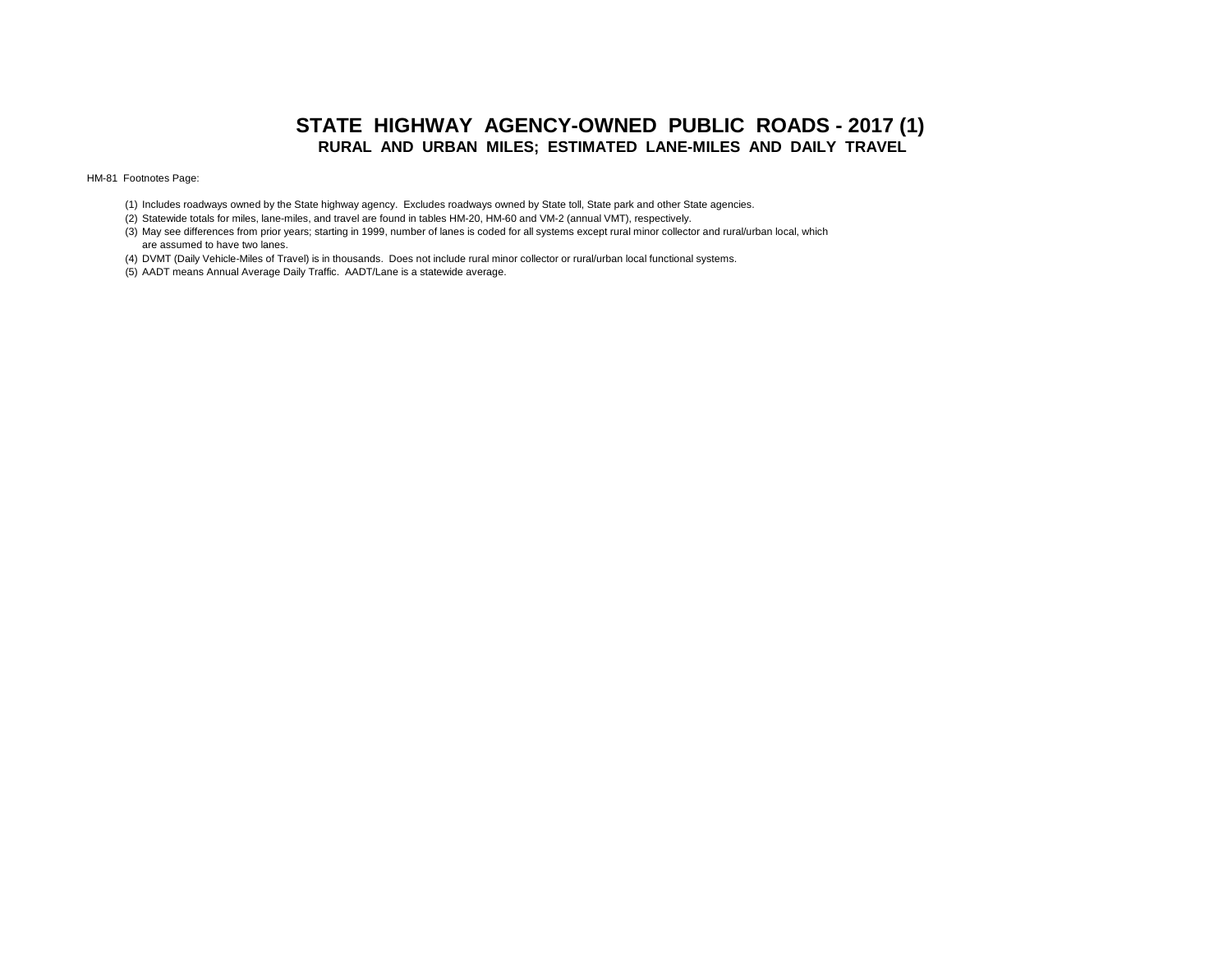# STATE HIGHWAY AGENCY-OWNED PUBLIC ROADS - 2017 (1)

## RURAL AND URBAN MILES; ESTIMATED LANE-MILES AND DAILY TRAVEL

HM-81 Footnotes Page:

(1) Includes roadways owned by the State highway agency. Excludes roadways owned by State toll, State park and other State agencies.
(2) Statewide totals for miles, lane-miles, and travel are found in tables HM-20, HM-60 and VM-2 (annual VMT), respectively.
(3) May see differences from prior years; starting in 1999, number of lanes is coded for all systems except rural minor collector and rural/urban local, which are assumed to have two lanes.
(4) DVMT (Daily Vehicle-Miles of Travel) is in thousands. Does not include rural minor collector or rural/urban local functional systems.
(5) AADT means Annual Average Daily Traffic. AADT/Lane is a statewide average.